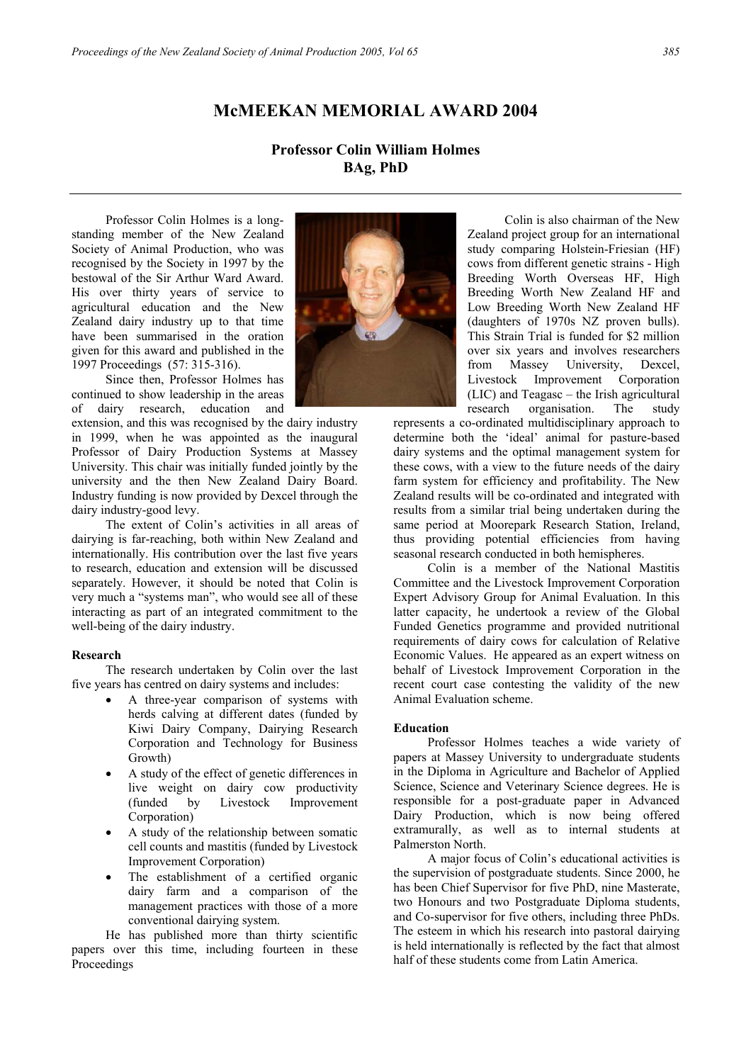# McMEEKAN MEMORIAL AWARD 2004

## Professor Colin William Holmes
## BAg, PhD

Professor Colin Holmes is a long-standing member of the New Zealand Society of Animal Production, who was recognised by the Society in 1997 by the bestowal of the Sir Arthur Ward Award. His over thirty years of service to agricultural education and the New Zealand dairy industry up to that time have been summarised in the oration given for this award and published in the 1997 Proceedings (57: 315-316).

Since then, Professor Holmes has continued to show leadership in the areas of dairy research, education and extension, and this was recognised by the dairy industry in 1999, when he was appointed as the inaugural Professor of Dairy Production Systems at Massey University. This chair was initially funded jointly by the university and the then New Zealand Dairy Board. Industry funding is now provided by Dexcel through the dairy industry-good levy.

The extent of Colin's activities in all areas of dairying is far-reaching, both within New Zealand and internationally. His contribution over the last five years to research, education and extension will be discussed separately. However, it should be noted that Colin is very much a "systems man", who would see all of these interacting as part of an integrated commitment to the well-being of the dairy industry.

**Research**

The research undertaken by Colin over the last five years has centred on dairy systems and includes:

- A three-year comparison of systems with herds calving at different dates (funded by Kiwi Dairy Company, Dairying Research Corporation and Technology for Business Growth)
- A study of the effect of genetic differences in live weight on dairy cow productivity (funded by Livestock Improvement Corporation)
- A study of the relationship between somatic cell counts and mastitis (funded by Livestock Improvement Corporation)
- The establishment of a certified organic dairy farm and a comparison of the management practices with those of a more conventional dairying system.

He has published more than thirty scientific papers over this time, including fourteen in these Proceedings

Colin is also chairman of the New Zealand project group for an international study comparing Holstein-Friesian (HF) cows from different genetic strains - High Breeding Worth Overseas HF, High Breeding Worth New Zealand HF and Low Breeding Worth New Zealand HF (daughters of 1970s NZ proven bulls). This Strain Trial is funded for $2 million over six years and involves researchers from Massey University, Dexcel, Livestock Improvement Corporation (LIC) and Teagasc – the Irish agricultural research organisation. The study represents a co-ordinated multidisciplinary approach to determine both the 'ideal' animal for pasture-based dairy systems and the optimal management system for these cows, with a view to the future needs of the dairy farm system for efficiency and profitability. The New Zealand results will be co-ordinated and integrated with results from a similar trial being undertaken during the same period at Moorepark Research Station, Ireland, thus providing potential efficiencies from having seasonal research conducted in both hemispheres.

Colin is a member of the National Mastitis Committee and the Livestock Improvement Corporation Expert Advisory Group for Animal Evaluation. In this latter capacity, he undertook a review of the Global Funded Genetics programme and provided nutritional requirements of dairy cows for calculation of Relative Economic Values. He appeared as an expert witness on behalf of Livestock Improvement Corporation in the recent court case contesting the validity of the new Animal Evaluation scheme.

**Education**

Professor Holmes teaches a wide variety of papers at Massey University to undergraduate students in the Diploma in Agriculture and Bachelor of Applied Science, Science and Veterinary Science degrees. He is responsible for a post-graduate paper in Advanced Dairy Production, which is now being offered extramurally, as well as to internal students at Palmerston North.

A major focus of Colin's educational activities is the supervision of postgraduate students. Since 2000, he has been Chief Supervisor for five PhD, nine Masterate, two Honours and two Postgraduate Diploma students, and Co-supervisor for five others, including three PhDs. The esteem in which his research into pastoral dairying is held internationally is reflected by the fact that almost half of these students come from Latin America.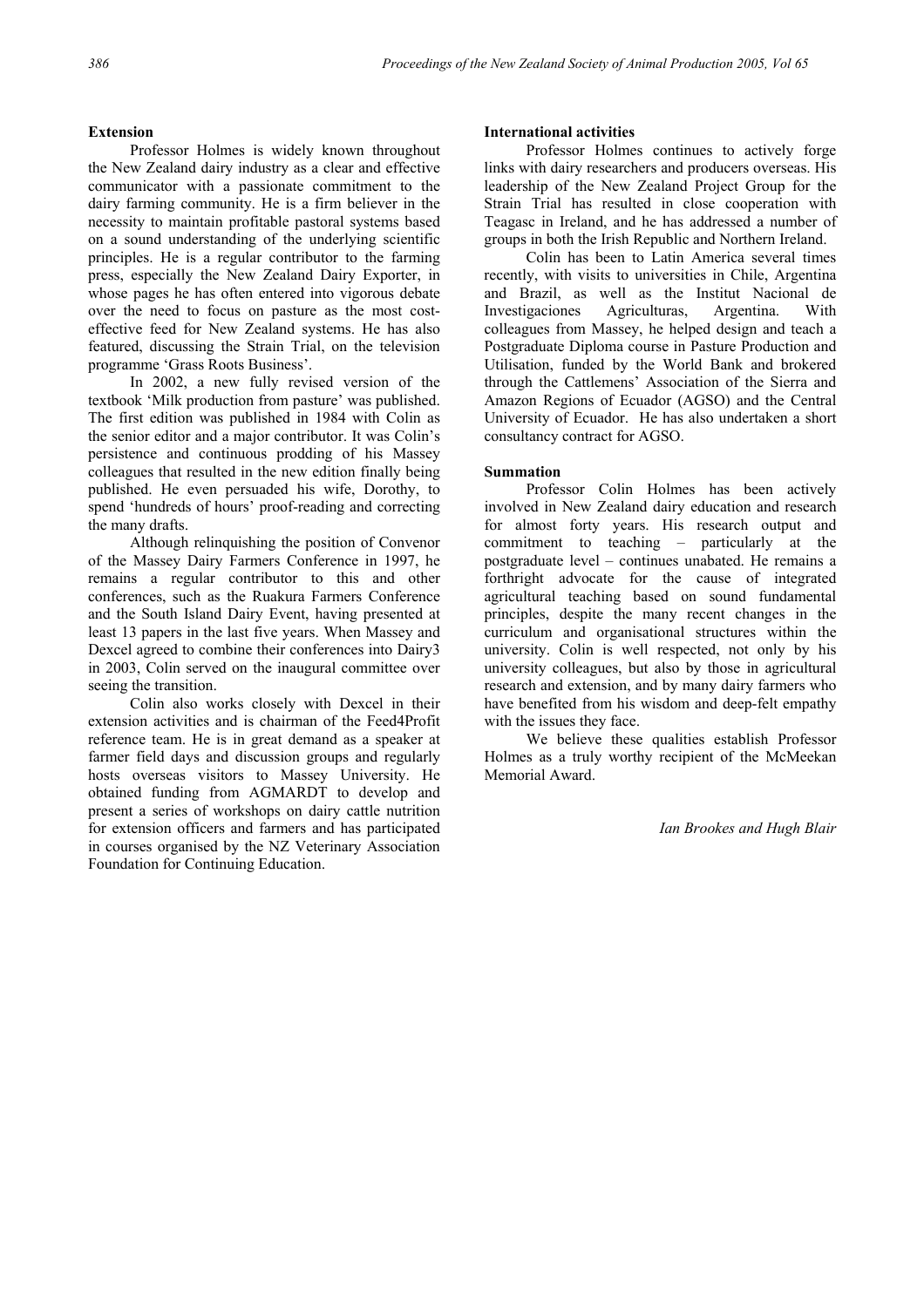### Extension

Professor Holmes is widely known throughout the New Zealand dairy industry as a clear and effective communicator with a passionate commitment to the dairy farming community. He is a firm believer in the necessity to maintain profitable pastoral systems based on a sound understanding of the underlying scientific principles. He is a regular contributor to the farming press, especially the New Zealand Dairy Exporter, in whose pages he has often entered into vigorous debate over the need to focus on pasture as the most cost-effective feed for New Zealand systems. He has also featured, discussing the Strain Trial, on the television programme 'Grass Roots Business'.

In 2002, a new fully revised version of the textbook 'Milk production from pasture' was published. The first edition was published in 1984 with Colin as the senior editor and a major contributor. It was Colin's persistence and continuous prodding of his Massey colleagues that resulted in the new edition finally being published. He even persuaded his wife, Dorothy, to spend 'hundreds of hours' proof-reading and correcting the many drafts.

Although relinquishing the position of Convenor of the Massey Dairy Farmers Conference in 1997, he remains a regular contributor to this and other conferences, such as the Ruakura Farmers Conference and the South Island Dairy Event, having presented at least 13 papers in the last five years. When Massey and Dexcel agreed to combine their conferences into Dairy3 in 2003, Colin served on the inaugural committee over seeing the transition.

Colin also works closely with Dexcel in their extension activities and is chairman of the Feed4Profit reference team. He is in great demand as a speaker at farmer field days and discussion groups and regularly hosts overseas visitors to Massey University. He obtained funding from AGMARDT to develop and present a series of workshops on dairy cattle nutrition for extension officers and farmers and has participated in courses organised by the NZ Veterinary Association Foundation for Continuing Education.

### International activities

Professor Holmes continues to actively forge links with dairy researchers and producers overseas. His leadership of the New Zealand Project Group for the Strain Trial has resulted in close cooperation with Teagasc in Ireland, and he has addressed a number of groups in both the Irish Republic and Northern Ireland.

Colin has been to Latin America several times recently, with visits to universities in Chile, Argentina and Brazil, as well as the Institut Nacional de Investigaciones Agriculturas, Argentina. With colleagues from Massey, he helped design and teach a Postgraduate Diploma course in Pasture Production and Utilisation, funded by the World Bank and brokered through the Cattlemens' Association of the Sierra and Amazon Regions of Ecuador (AGSO) and the Central University of Ecuador. He has also undertaken a short consultancy contract for AGSO.

### Summation

Professor Colin Holmes has been actively involved in New Zealand dairy education and research for almost forty years. His research output and commitment to teaching – particularly at the postgraduate level – continues unabated. He remains a forthright advocate for the cause of integrated agricultural teaching based on sound fundamental principles, despite the many recent changes in the curriculum and organisational structures within the university. Colin is well respected, not only by his university colleagues, but also by those in agricultural research and extension, and by many dairy farmers who have benefited from his wisdom and deep-felt empathy with the issues they face.

We believe these qualities establish Professor Holmes as a truly worthy recipient of the McMeekan Memorial Award.

*Ian Brookes and Hugh Blair*